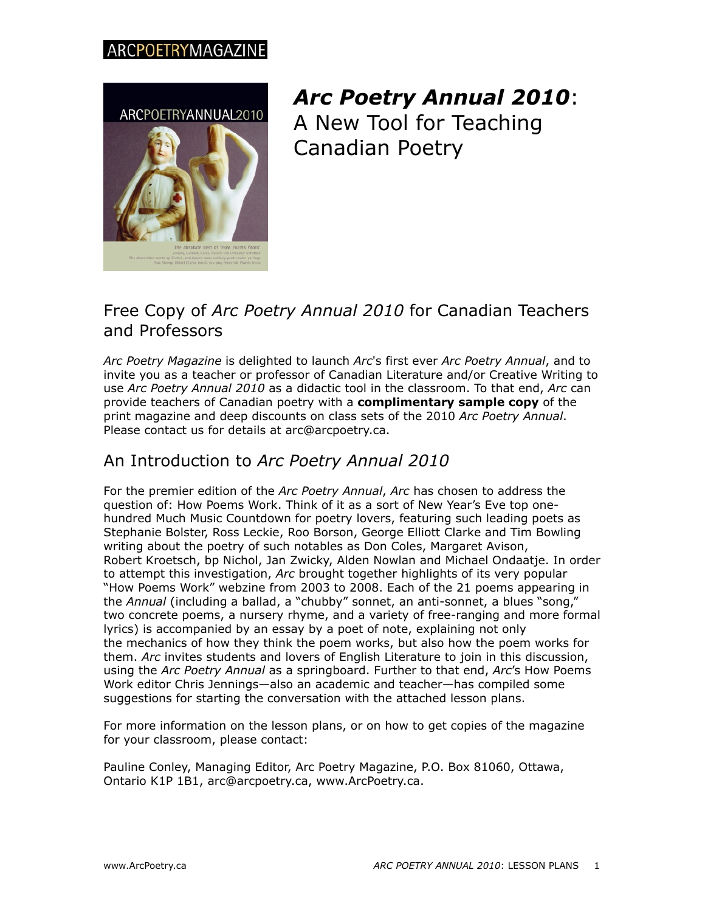ARCPOETRYMAGAZINE

# *Arc Poetry Annual 2010*: A New Tool for Teaching Canadian Poetry

## Free Copy of *Arc Poetry Annual 2010* for Canadian Teachers and Professors

*Arc Poetry Magazine* is delighted to launch *Arc*'s first ever *Arc Poetry Annual*, and to invite you as a teacher or professor of Canadian Literature and/or Creative Writing to use *Arc Poetry Annual 2010* as a didactic tool in the classroom. To that end, *Arc* can provide teachers of Canadian poetry with a **complimentary sample copy** of the print magazine and deep discounts on class sets of the 2010 *Arc Poetry Annual*. Please contact us for details at arc@arcpoetry.ca.

## An Introduction to *Arc Poetry Annual 2010*

For the premier edition of the *Arc Poetry Annual*, *Arc* has chosen to address the question of: How Poems Work. Think of it as a sort of New Year's Eve top one-hundred Much Music Countdown for poetry lovers, featuring such leading poets as Stephanie Bolster, Ross Leckie, Roo Borson, George Elliott Clarke and Tim Bowling writing about the poetry of such notables as Don Coles, Margaret Avison, Robert Kroetsch, bp Nichol, Jan Zwicky, Alden Nowlan and Michael Ondaatje. In order to attempt this investigation, *Arc* brought together highlights of its very popular "How Poems Work" webzine from 2003 to 2008. Each of the 21 poems appearing in the *Annual* (including a ballad, a "chubby" sonnet, an anti-sonnet, a blues "song," two concrete poems, a nursery rhyme, and a variety of free-ranging and more formal lyrics) is accompanied by an essay by a poet of note, explaining not only the mechanics of how they think the poem works, but also how the poem works for them. *Arc* invites students and lovers of English Literature to join in this discussion, using the *Arc Poetry Annual* as a springboard. Further to that end, *Arc*'s How Poems Work editor Chris Jennings—also an academic and teacher—has compiled some suggestions for starting the conversation with the attached lesson plans.

For more information on the lesson plans, or on how to get copies of the magazine for your classroom, please contact:

Pauline Conley, Managing Editor, Arc Poetry Magazine, P.O. Box 81060, Ottawa, Ontario K1P 1B1, arc@arcpoetry.ca, www.ArcPoetry.ca.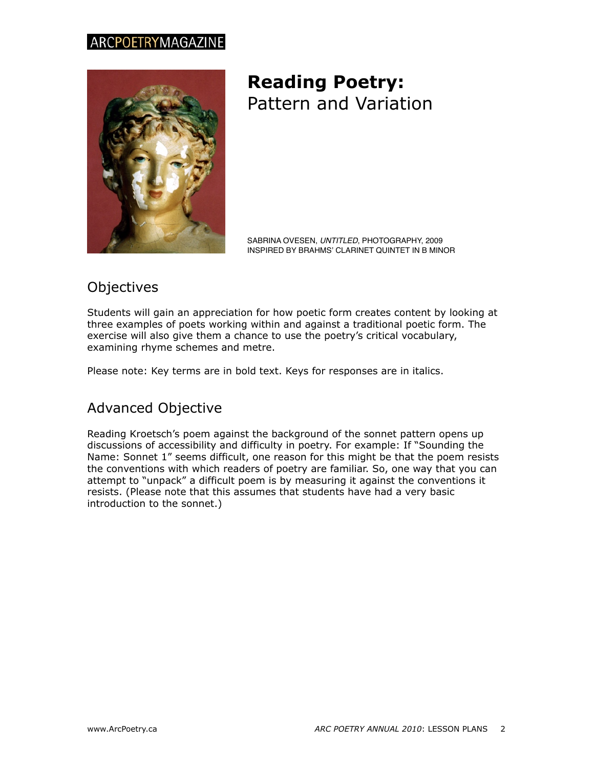# **Reading Poetry:** Pattern and Variation

SABRINA OVESEN, *UNTITLED*, PHOTOGRAPHY, 2009
INSPIRED BY BRAHMS' CLARINET QUINTET IN B MINOR

## Objectives

Students will gain an appreciation for how poetic form creates content by looking at three examples of poets working within and against a traditional poetic form. The exercise will also give them a chance to use the poetry's critical vocabulary, examining rhyme schemes and metre.

Please note: Key terms are in bold text. Keys for responses are in italics.

## Advanced Objective

Reading Kroetsch's poem against the background of the sonnet pattern opens up discussions of accessibility and difficulty in poetry. For example: If "Sounding the Name: Sonnet 1" seems difficult, one reason for this might be that the poem resists the conventions with which readers of poetry are familiar. So, one way that you can attempt to "unpack" a difficult poem is by measuring it against the conventions it resists. (Please note that this assumes that students have had a very basic introduction to the sonnet.)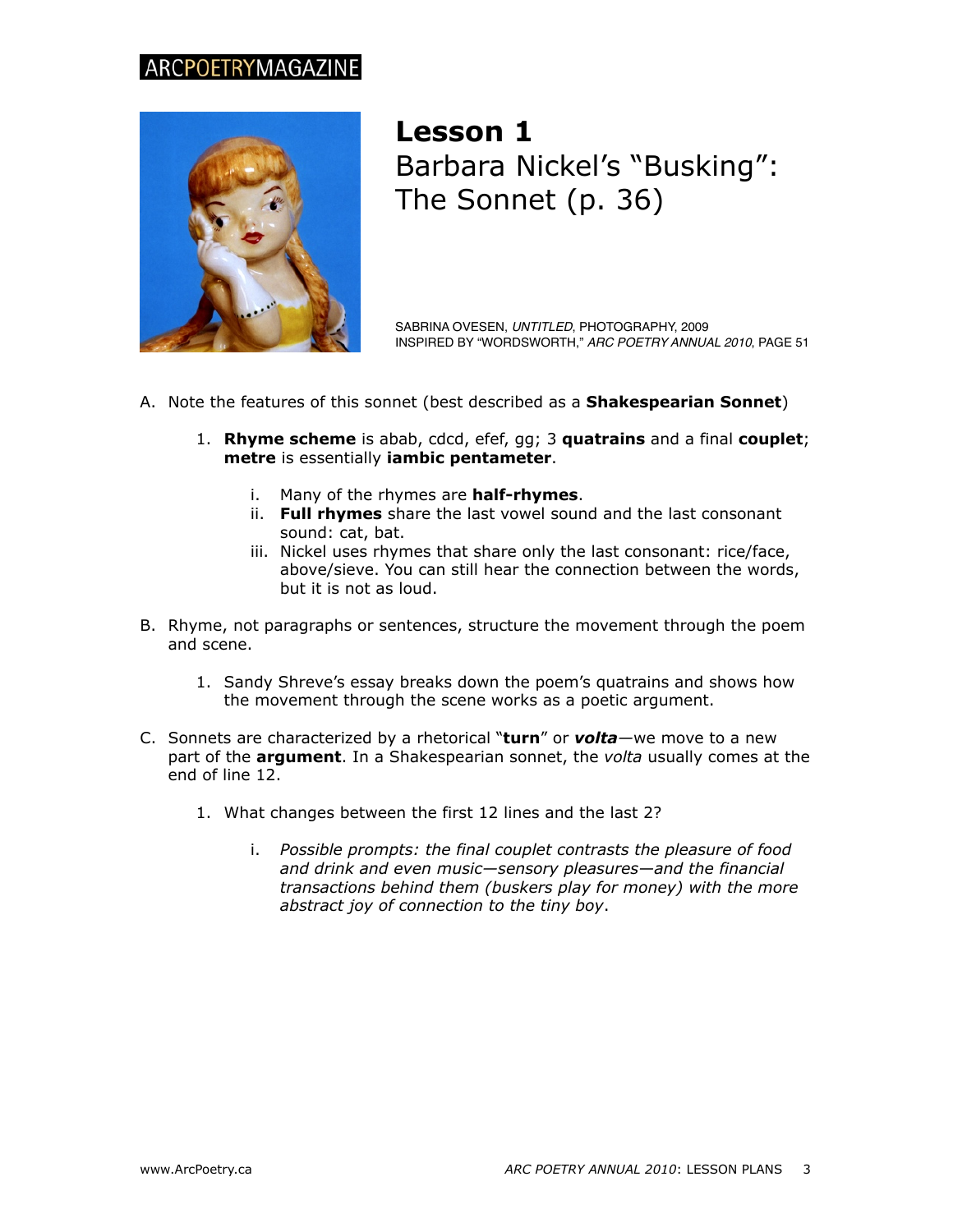# Lesson 1

## Barbara Nickel's "Busking": The Sonnet (p. 36)

SABRINA OVESEN, *UNTITLED*, PHOTOGRAPHY, 2009
INSPIRED BY "WORDSWORTH," *ARC POETRY ANNUAL 2010*, PAGE 51

A. Note the features of this sonnet (best described as a **Shakespearian Sonnet**)

1. **Rhyme scheme** is abab, cdcd, efef, gg; 3 **quatrains** and a final **couplet**; **metre** is essentially **iambic pentameter**.

    i. Many of the rhymes are **half-rhymes**.

    ii. **Full rhymes** share the last vowel sound and the last consonant sound: cat, bat.

    iii. Nickel uses rhymes that share only the last consonant: rice/face, above/sieve. You can still hear the connection between the words, but it is not as loud.

B. Rhyme, not paragraphs or sentences, structure the movement through the poem and scene.

1. Sandy Shreve's essay breaks down the poem's quatrains and shows how the movement through the scene works as a poetic argument.

C. Sonnets are characterized by a rhetorical "**turn**" or ***volta***—we move to a new part of the **argument**. In a Shakespearian sonnet, the *volta* usually comes at the end of line 12.

1. What changes between the first 12 lines and the last 2?

    i. *Possible prompts: the final couplet contrasts the pleasure of food and drink and even music—sensory pleasures—and the financial transactions behind them (buskers play for money) with the more abstract joy of connection to the tiny boy*.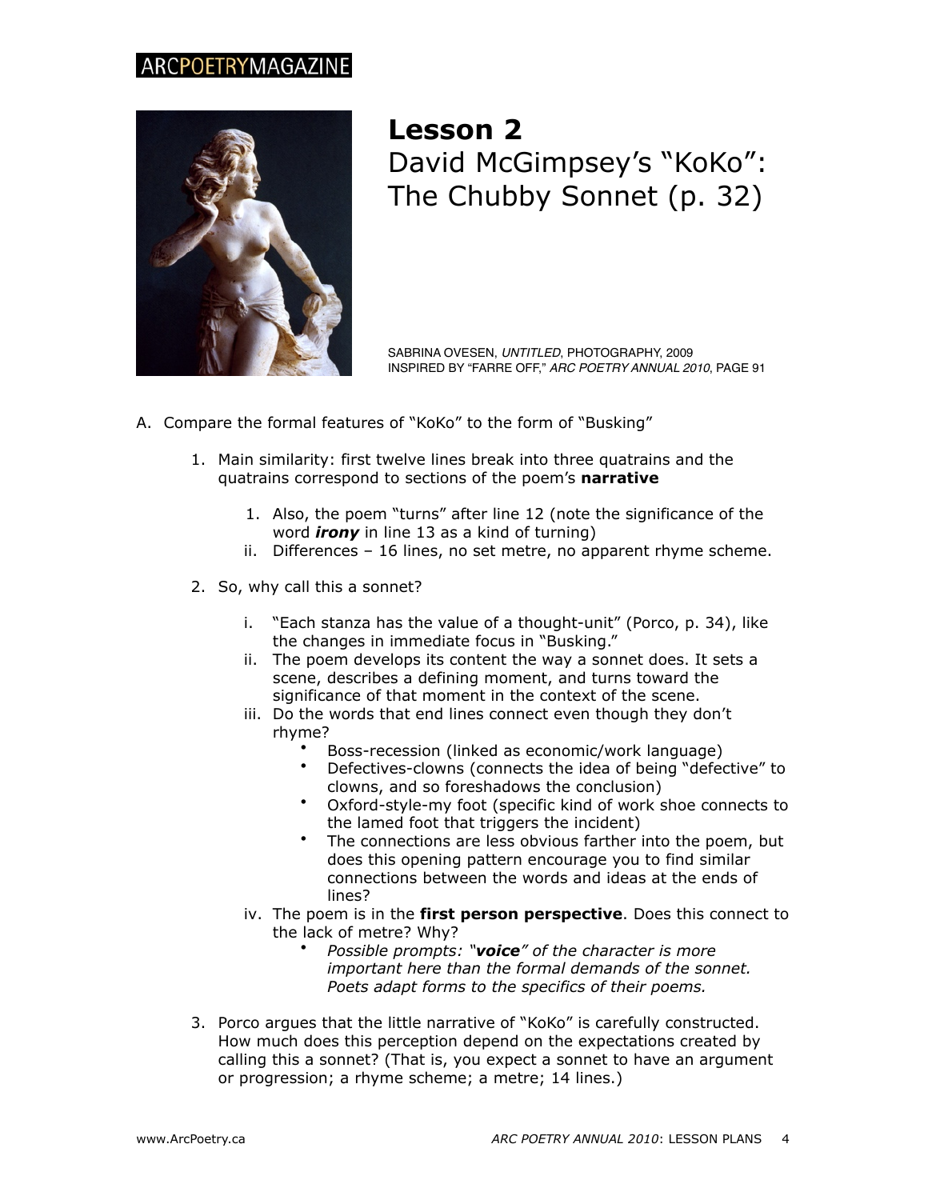# Lesson 2

## David McGimpsey's "KoKo": The Chubby Sonnet (p. 32)

SABRINA OVESEN, *UNTITLED*, PHOTOGRAPHY, 2009
INSPIRED BY "FARRE OFF," *ARC POETRY ANNUAL 2010*, PAGE 91

A. Compare the formal features of "KoKo" to the form of "Busking"

1. Main similarity: first twelve lines break into three quatrains and the quatrains correspond to sections of the poem's **narrative**
    1. Also, the poem "turns" after line 12 (note the significance of the word ***irony*** in line 13 as a kind of turning)
    ii. Differences – 16 lines, no set metre, no apparent rhyme scheme.

2. So, why call this a sonnet?
    i. "Each stanza has the value of a thought-unit" (Porco, p. 34), like the changes in immediate focus in "Busking."
    ii. The poem develops its content the way a sonnet does. It sets a scene, describes a defining moment, and turns toward the significance of that moment in the context of the scene.
    iii. Do the words that end lines connect even though they don't rhyme?
        - Boss-recession (linked as economic/work language)
        - Defectives-clowns (connects the idea of being "defective" to clowns, and so foreshadows the conclusion)
        - Oxford-style-my foot (specific kind of work shoe connects to the lamed foot that triggers the incident)
        - The connections are less obvious farther into the poem, but does this opening pattern encourage you to find similar connections between the words and ideas at the ends of lines?
    iv. The poem is in the **first person perspective**. Does this connect to the lack of metre? Why?
        - *Possible prompts: "**voice**" of the character is more important here than the formal demands of the sonnet. Poets adapt forms to the specifics of their poems.*

3. Porco argues that the little narrative of "KoKo" is carefully constructed. How much does this perception depend on the expectations created by calling this a sonnet? (That is, you expect a sonnet to have an argument or progression; a rhyme scheme; a metre; 14 lines.)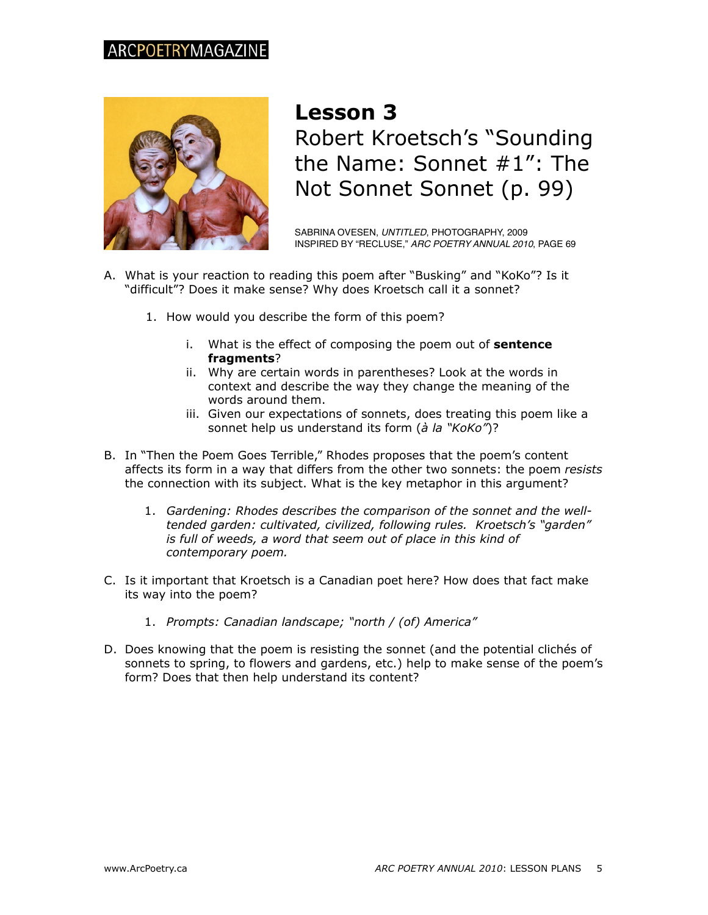# Lesson 3

## Robert Kroetsch's "Sounding the Name: Sonnet #1": The Not Sonnet Sonnet (p. 99)

SABRINA OVESEN, *UNTITLED*, PHOTOGRAPHY, 2009
INSPIRED BY "RECLUSE," *ARC POETRY ANNUAL 2010*, PAGE 69

A. What is your reaction to reading this poem after "Busking" and "KoKo"? Is it "difficult"? Does it make sense? Why does Kroetsch call it a sonnet?

   1. How would you describe the form of this poem?

      i. What is the effect of composing the poem out of **sentence fragments**?
      ii. Why are certain words in parentheses? Look at the words in context and describe the way they change the meaning of the words around them.
      iii. Given our expectations of sonnets, does treating this poem like a sonnet help us understand its form (*à la "KoKo"*)?

B. In "Then the Poem Goes Terrible," Rhodes proposes that the poem's content affects its form in a way that differs from the other two sonnets: the poem *resists* the connection with its subject. What is the key metaphor in this argument?

   1. *Gardening: Rhodes describes the comparison of the sonnet and the well-tended garden: cultivated, civilized, following rules. Kroetsch's "garden" is full of weeds, a word that seem out of place in this kind of contemporary poem.*

C. Is it important that Kroetsch is a Canadian poet here? How does that fact make its way into the poem?

   1. *Prompts: Canadian landscape; "north / (of) America"*

D. Does knowing that the poem is resisting the sonnet (and the potential clichés of sonnets to spring, to flowers and gardens, etc.) help to make sense of the poem's form? Does that then help understand its content?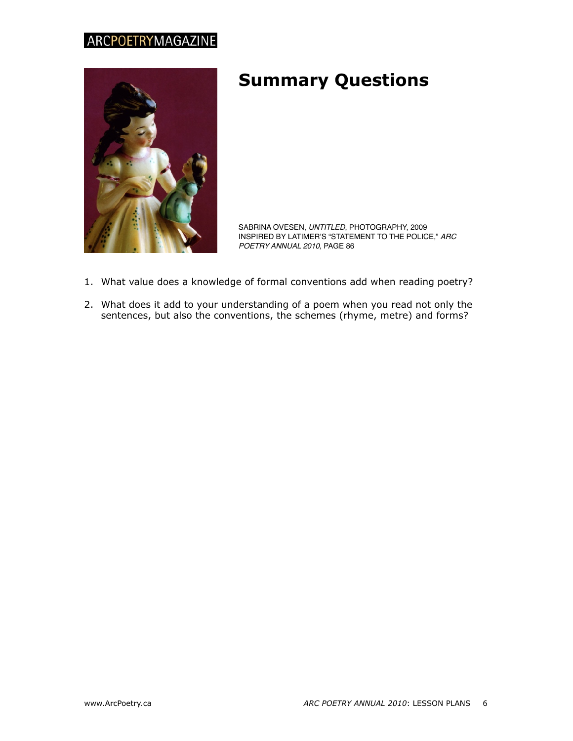# Summary Questions

SABRINA OVESEN, *UNTITLED*, PHOTOGRAPHY, 2009
INSPIRED BY LATIMER'S "STATEMENT TO THE POLICE," *ARC POETRY ANNUAL 2010*, PAGE 86

1. What value does a knowledge of formal conventions add when reading poetry?
2. What does it add to your understanding of a poem when you read not only the sentences, but also the conventions, the schemes (rhyme, metre) and forms?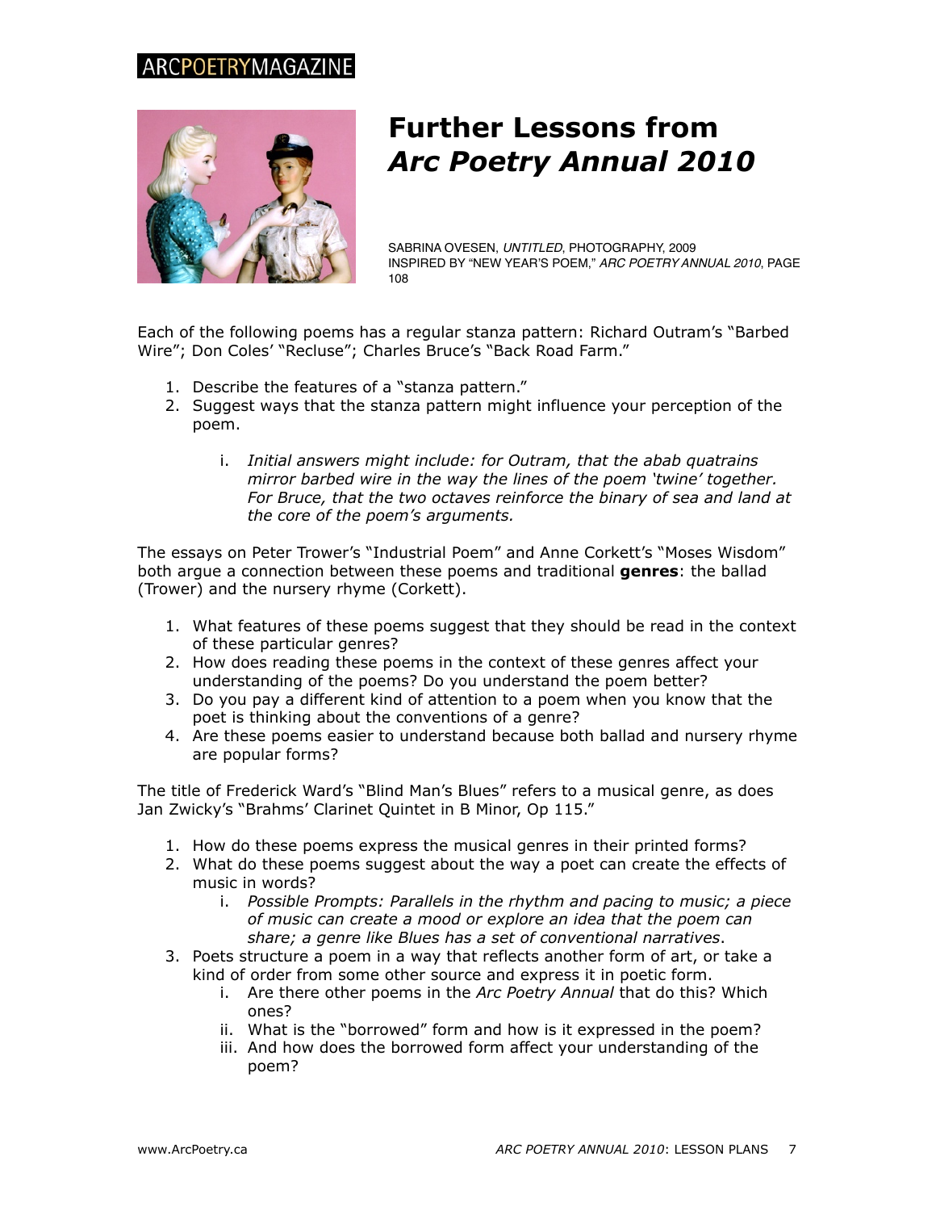# Further Lessons from *Arc Poetry Annual 2010*

SABRINA OVESEN, *UNTITLED*, PHOTOGRAPHY, 2009
INSPIRED BY "NEW YEAR'S POEM," *ARC POETRY ANNUAL 2010*, PAGE 108

Each of the following poems has a regular stanza pattern: Richard Outram's "Barbed Wire"; Don Coles' "Recluse"; Charles Bruce's "Back Road Farm."

1. Describe the features of a "stanza pattern."
2. Suggest ways that the stanza pattern might influence your perception of the poem.
    i. *Initial answers might include: for Outram, that the abab quatrains mirror barbed wire in the way the lines of the poem 'twine' together. For Bruce, that the two octaves reinforce the binary of sea and land at the core of the poem's arguments.*

The essays on Peter Trower's "Industrial Poem" and Anne Corkett's "Moses Wisdom" both argue a connection between these poems and traditional **genres**: the ballad (Trower) and the nursery rhyme (Corkett).

1. What features of these poems suggest that they should be read in the context of these particular genres?
2. How does reading these poems in the context of these genres affect your understanding of the poems? Do you understand the poem better?
3. Do you pay a different kind of attention to a poem when you know that the poet is thinking about the conventions of a genre?
4. Are these poems easier to understand because both ballad and nursery rhyme are popular forms?

The title of Frederick Ward's "Blind Man's Blues" refers to a musical genre, as does Jan Zwicky's "Brahms' Clarinet Quintet in B Minor, Op 115."

1. How do these poems express the musical genres in their printed forms?
2. What do these poems suggest about the way a poet can create the effects of music in words?
    i. *Possible Prompts: Parallels in the rhythm and pacing to music; a piece of music can create a mood or explore an idea that the poem can share; a genre like Blues has a set of conventional narratives*.
3. Poets structure a poem in a way that reflects another form of art, or take a kind of order from some other source and express it in poetic form.
    i. Are there other poems in the *Arc Poetry Annual* that do this? Which ones?
    ii. What is the "borrowed" form and how is it expressed in the poem?
    iii. And how does the borrowed form affect your understanding of the poem?